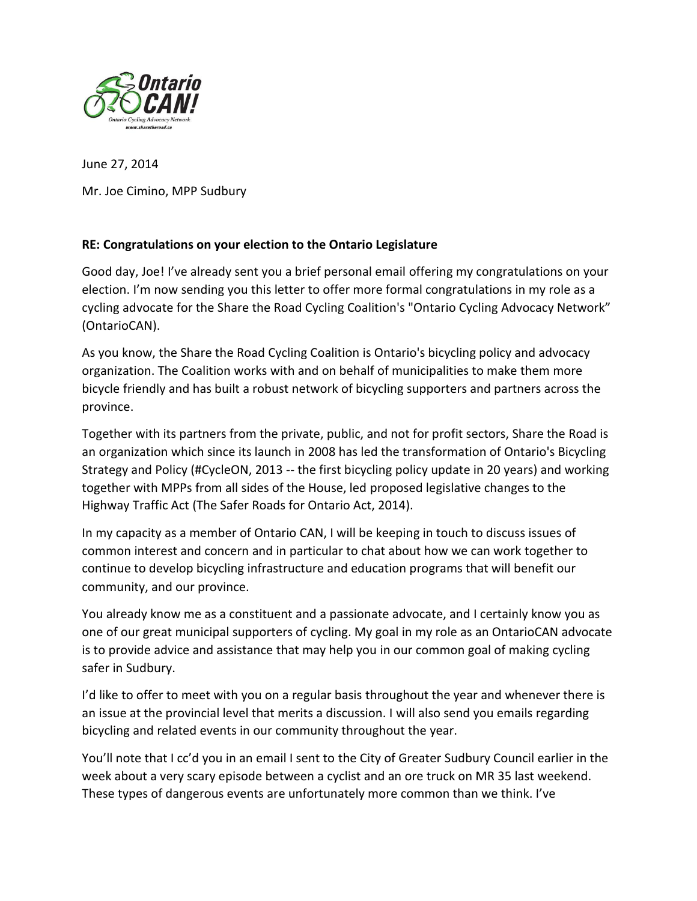Ontario CAN!
Ontario Cycling Advocacy Network
www.sharetheroad.ca

June 27, 2014

Mr. Joe Cimino, MPP Sudbury

**RE: Congratulations on your election to the Ontario Legislature**

Good day, Joe! I've already sent you a brief personal email offering my congratulations on your election. I'm now sending you this letter to offer more formal congratulations in my role as a cycling advocate for the Share the Road Cycling Coalition's "Ontario Cycling Advocacy Network" (OntarioCAN).

As you know, the Share the Road Cycling Coalition is Ontario's bicycling policy and advocacy organization. The Coalition works with and on behalf of municipalities to make them more bicycle friendly and has built a robust network of bicycling supporters and partners across the province.

Together with its partners from the private, public, and not for profit sectors, Share the Road is an organization which since its launch in 2008 has led the transformation of Ontario's Bicycling Strategy and Policy (#CycleON, 2013 -- the first bicycling policy update in 20 years) and working together with MPPs from all sides of the House, led proposed legislative changes to the Highway Traffic Act (The Safer Roads for Ontario Act, 2014).

In my capacity as a member of Ontario CAN, I will be keeping in touch to discuss issues of common interest and concern and in particular to chat about how we can work together to continue to develop bicycling infrastructure and education programs that will benefit our community, and our province.

You already know me as a constituent and a passionate advocate, and I certainly know you as one of our great municipal supporters of cycling. My goal in my role as an OntarioCAN advocate is to provide advice and assistance that may help you in our common goal of making cycling safer in Sudbury.

I'd like to offer to meet with you on a regular basis throughout the year and whenever there is an issue at the provincial level that merits a discussion. I will also send you emails regarding bicycling and related events in our community throughout the year.

You'll note that I cc'd you in an email I sent to the City of Greater Sudbury Council earlier in the week about a very scary episode between a cyclist and an ore truck on MR 35 last weekend. These types of dangerous events are unfortunately more common than we think. I've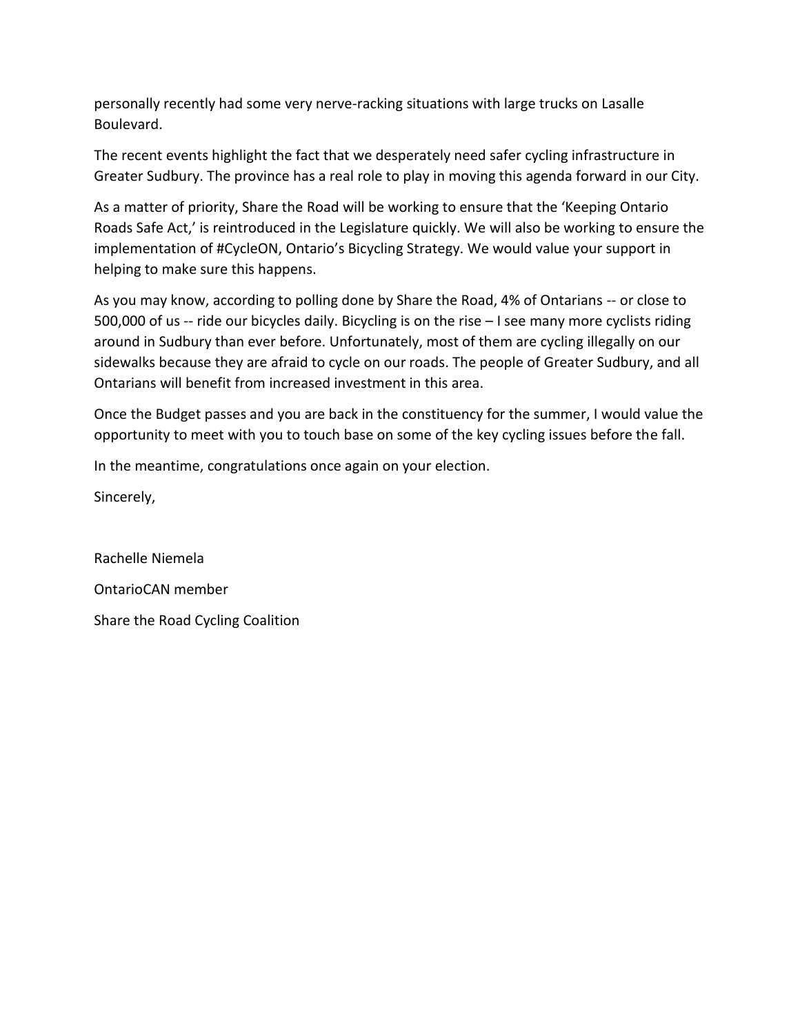personally recently had some very nerve-racking situations with large trucks on Lasalle Boulevard.

The recent events highlight the fact that we desperately need safer cycling infrastructure in Greater Sudbury. The province has a real role to play in moving this agenda forward in our City.

As a matter of priority, Share the Road will be working to ensure that the 'Keeping Ontario Roads Safe Act,' is reintroduced in the Legislature quickly. We will also be working to ensure the implementation of #CycleON, Ontario's Bicycling Strategy. We would value your support in helping to make sure this happens.

As you may know, according to polling done by Share the Road, 4% of Ontarians -- or close to 500,000 of us -- ride our bicycles daily. Bicycling is on the rise – I see many more cyclists riding around in Sudbury than ever before. Unfortunately, most of them are cycling illegally on our sidewalks because they are afraid to cycle on our roads. The people of Greater Sudbury, and all Ontarians will benefit from increased investment in this area.

Once the Budget passes and you are back in the constituency for the summer, I would value the opportunity to meet with you to touch base on some of the key cycling issues before the fall.

In the meantime, congratulations once again on your election.

Sincerely,

Rachelle Niemela

OntarioCAN member

Share the Road Cycling Coalition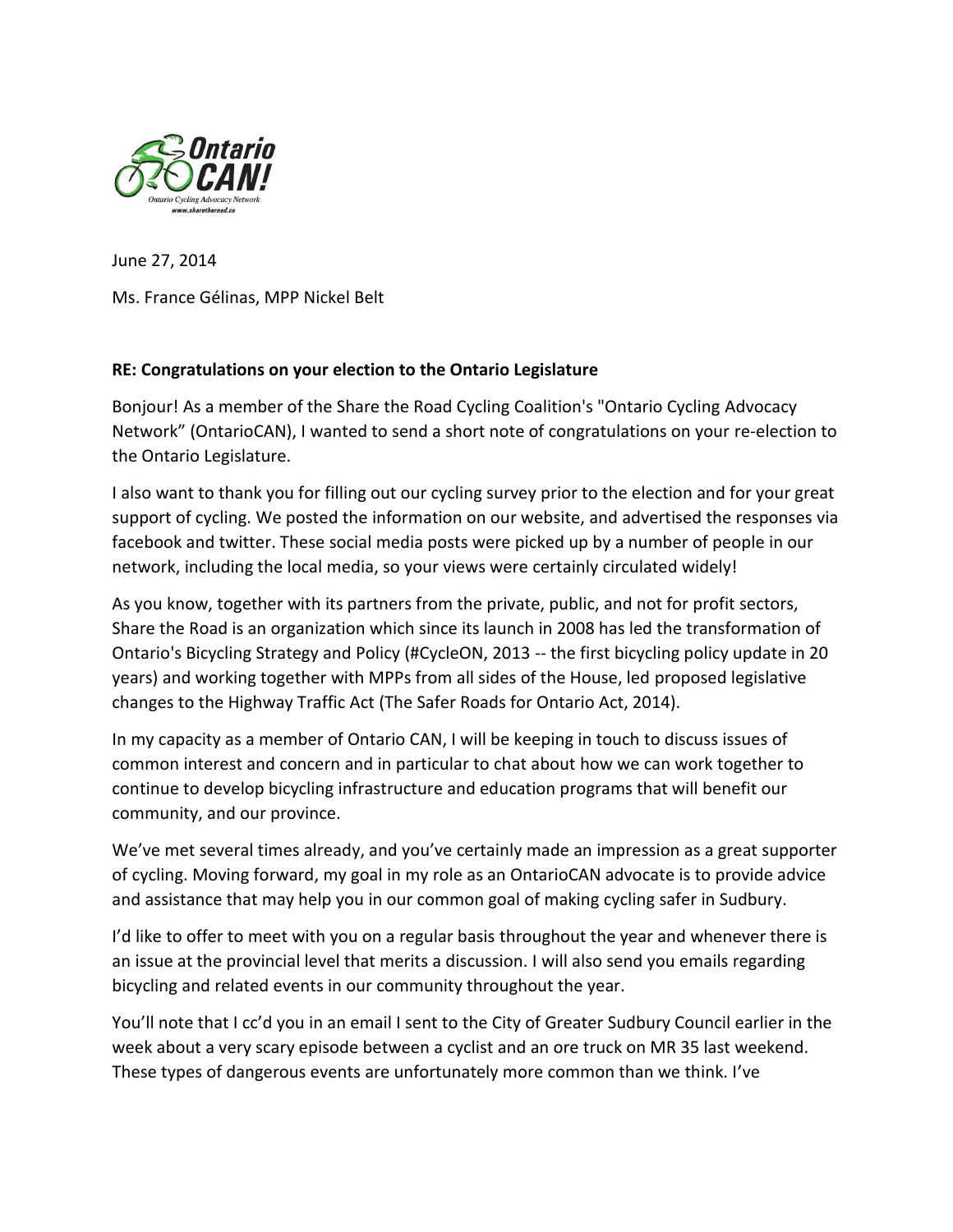June 27, 2014

Ms. France Gélinas, MPP Nickel Belt

**RE: Congratulations on your election to the Ontario Legislature**

Bonjour! As a member of the Share the Road Cycling Coalition's "Ontario Cycling Advocacy Network" (OntarioCAN), I wanted to send a short note of congratulations on your re-election to the Ontario Legislature.

I also want to thank you for filling out our cycling survey prior to the election and for your great support of cycling. We posted the information on our website, and advertised the responses via facebook and twitter. These social media posts were picked up by a number of people in our network, including the local media, so your views were certainly circulated widely!

As you know, together with its partners from the private, public, and not for profit sectors, Share the Road is an organization which since its launch in 2008 has led the transformation of Ontario's Bicycling Strategy and Policy (#CycleON, 2013 -- the first bicycling policy update in 20 years) and working together with MPPs from all sides of the House, led proposed legislative changes to the Highway Traffic Act (The Safer Roads for Ontario Act, 2014).

In my capacity as a member of Ontario CAN, I will be keeping in touch to discuss issues of common interest and concern and in particular to chat about how we can work together to continue to develop bicycling infrastructure and education programs that will benefit our community, and our province.

We've met several times already, and you've certainly made an impression as a great supporter of cycling. Moving forward, my goal in my role as an OntarioCAN advocate is to provide advice and assistance that may help you in our common goal of making cycling safer in Sudbury.

I'd like to offer to meet with you on a regular basis throughout the year and whenever there is an issue at the provincial level that merits a discussion. I will also send you emails regarding bicycling and related events in our community throughout the year.

You'll note that I cc'd you in an email I sent to the City of Greater Sudbury Council earlier in the week about a very scary episode between a cyclist and an ore truck on MR 35 last weekend. These types of dangerous events are unfortunately more common than we think. I've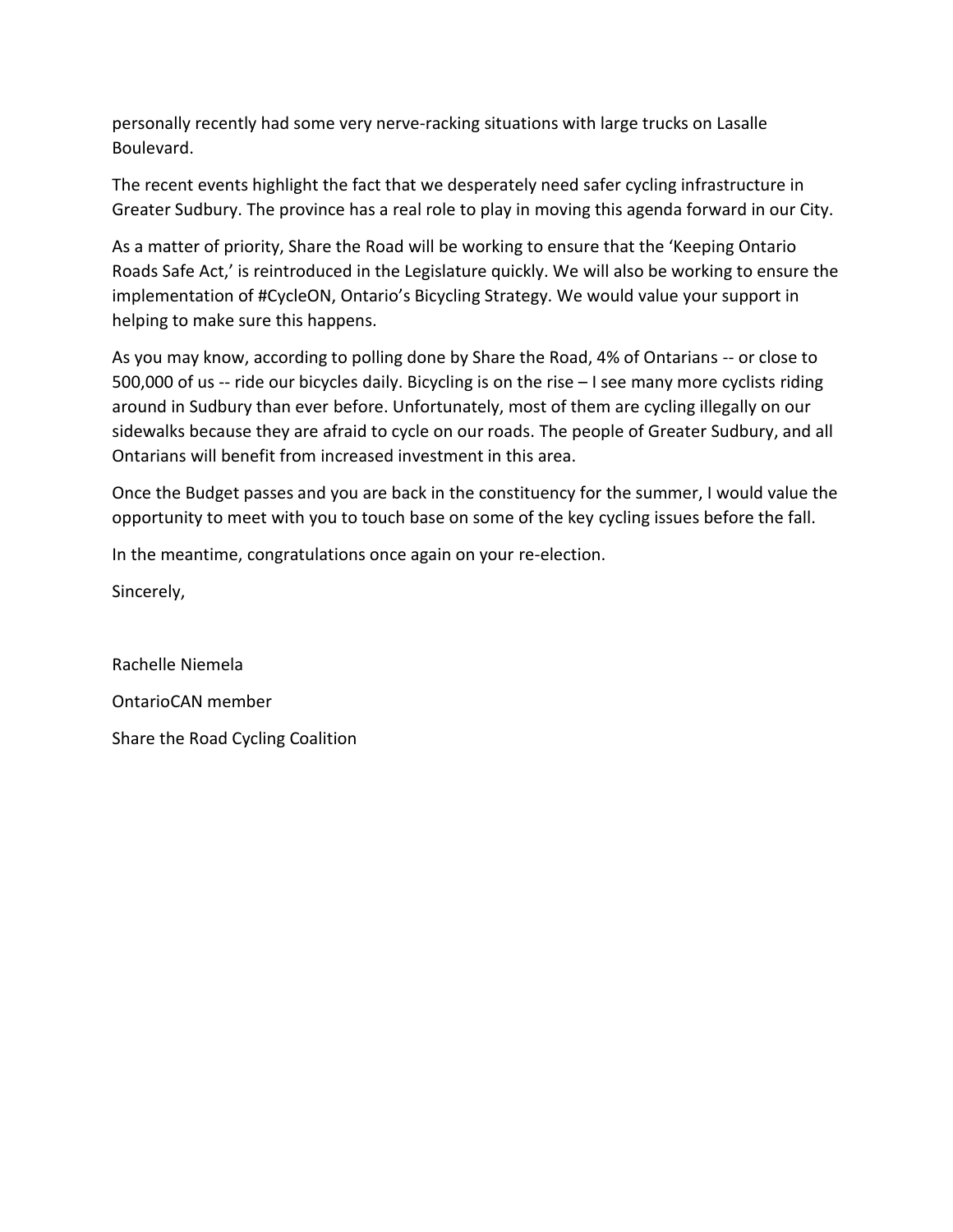personally recently had some very nerve-racking situations with large trucks on Lasalle Boulevard.

The recent events highlight the fact that we desperately need safer cycling infrastructure in Greater Sudbury. The province has a real role to play in moving this agenda forward in our City.

As a matter of priority, Share the Road will be working to ensure that the 'Keeping Ontario Roads Safe Act,' is reintroduced in the Legislature quickly. We will also be working to ensure the implementation of #CycleON, Ontario's Bicycling Strategy. We would value your support in helping to make sure this happens.

As you may know, according to polling done by Share the Road, 4% of Ontarians -- or close to 500,000 of us -- ride our bicycles daily. Bicycling is on the rise – I see many more cyclists riding around in Sudbury than ever before. Unfortunately, most of them are cycling illegally on our sidewalks because they are afraid to cycle on our roads. The people of Greater Sudbury, and all Ontarians will benefit from increased investment in this area.

Once the Budget passes and you are back in the constituency for the summer, I would value the opportunity to meet with you to touch base on some of the key cycling issues before the fall.

In the meantime, congratulations once again on your re-election.

Sincerely,

Rachelle Niemela

OntarioCAN member

Share the Road Cycling Coalition